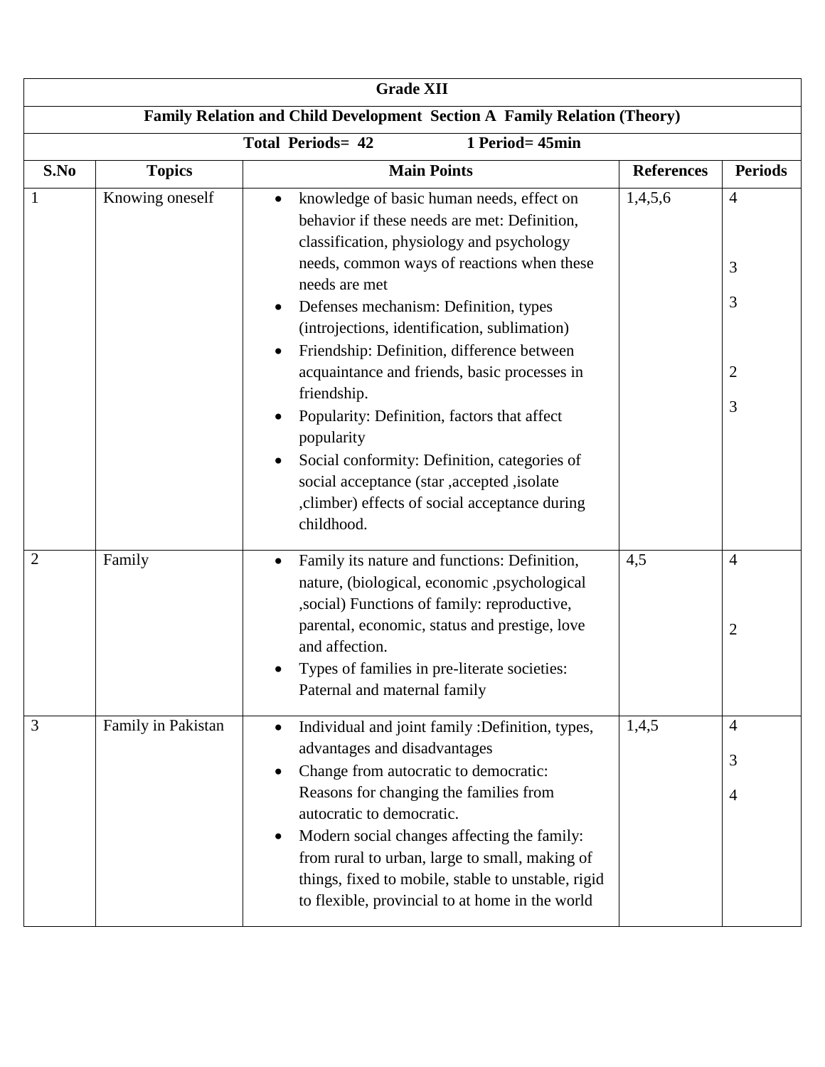| Grade XII | | | | |
|---|---|---|---|---|
| **Family Relation and Child Development Section A Family Relation (Theory)** | | | | |
| **Total Periods= 42 1 Period= 45min** | | | | |
| **S.No** | **Topics** | **Main Points** | **References** | **Periods** |
| 1 | Knowing oneself | • knowledge of basic human needs, effect on behavior if these needs are met: Definition, classification, physiology and psychology needs, common ways of reactions when these needs are met<br>• Defenses mechanism: Definition, types (introjections, identification, sublimation)<br>• Friendship: Definition, difference between acquaintance and friends, basic processes in friendship.<br>• Popularity: Definition, factors that affect popularity<br>• Social conformity: Definition, categories of social acceptance (star ,accepted ,isolate ,climber) effects of social acceptance during childhood. | 1,4,5,6 | 4<br>3<br>3<br>2<br>3 |
| 2 | Family | • Family its nature and functions: Definition, nature, (biological, economic ,psychological ,social) Functions of family: reproductive, parental, economic, status and prestige, love and affection.<br>• Types of families in pre-literate societies: Paternal and maternal family | 4,5 | 4<br>2 |
| 3 | Family in Pakistan | • Individual and joint family :Definition, types, advantages and disadvantages<br>• Change from autocratic to democratic: Reasons for changing the families from autocratic to democratic.<br>• Modern social changes affecting the family: from rural to urban, large to small, making of things, fixed to mobile, stable to unstable, rigid to flexible, provincial to at home in the world | 1,4,5 | 4<br>3<br>4 |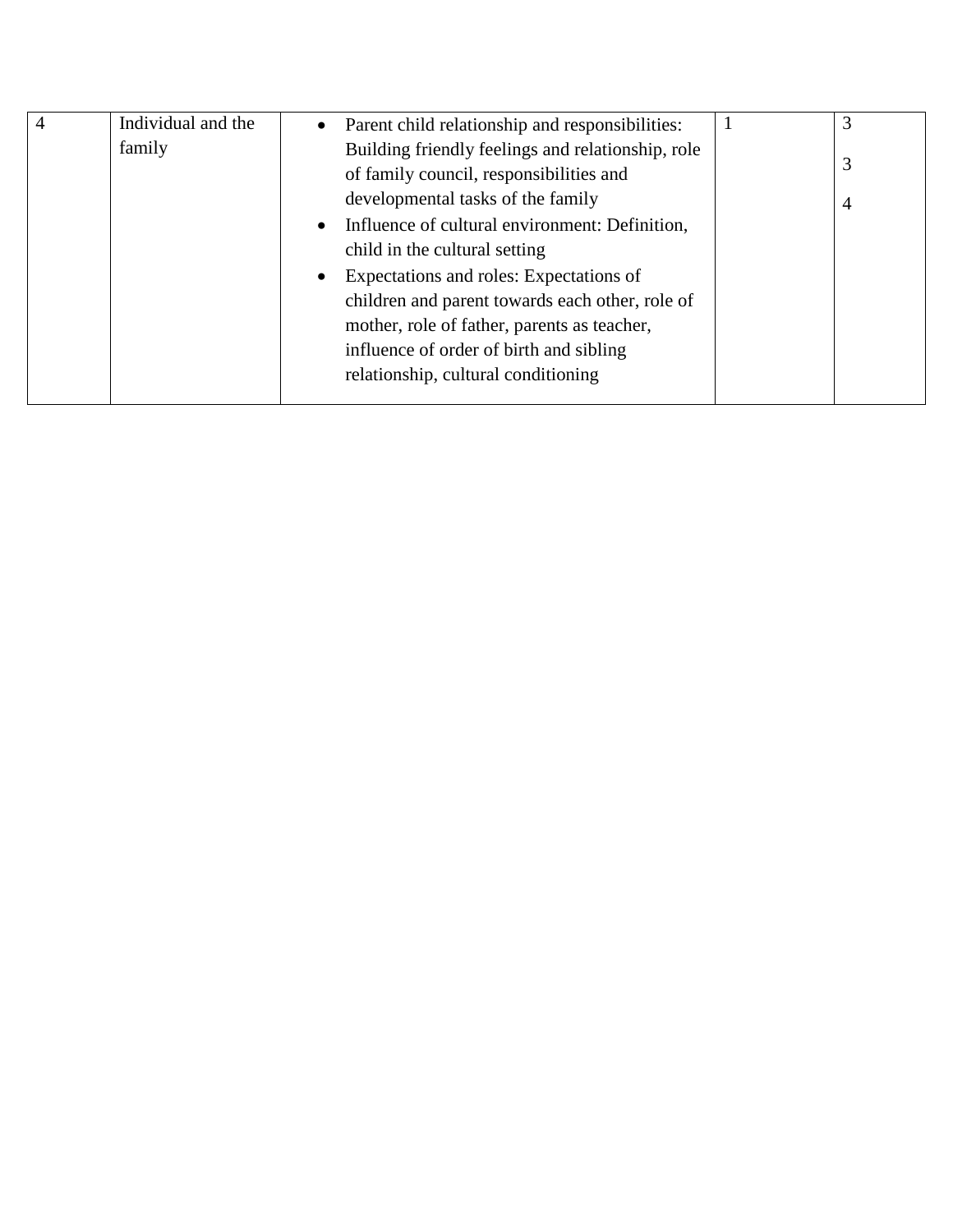| | | | | |
|---|---|---|---|---|
| 4 | Individual and the family | • Parent child relationship and responsibilities: Building friendly feelings and relationship, role of family council, responsibilities and developmental tasks of the family<br>• Influence of cultural environment: Definition, child in the cultural setting<br>• Expectations and roles: Expectations of children and parent towards each other, role of mother, role of father, parents as teacher, influence of order of birth and sibling relationship, cultural conditioning | 1 | 3<br>3<br>4 |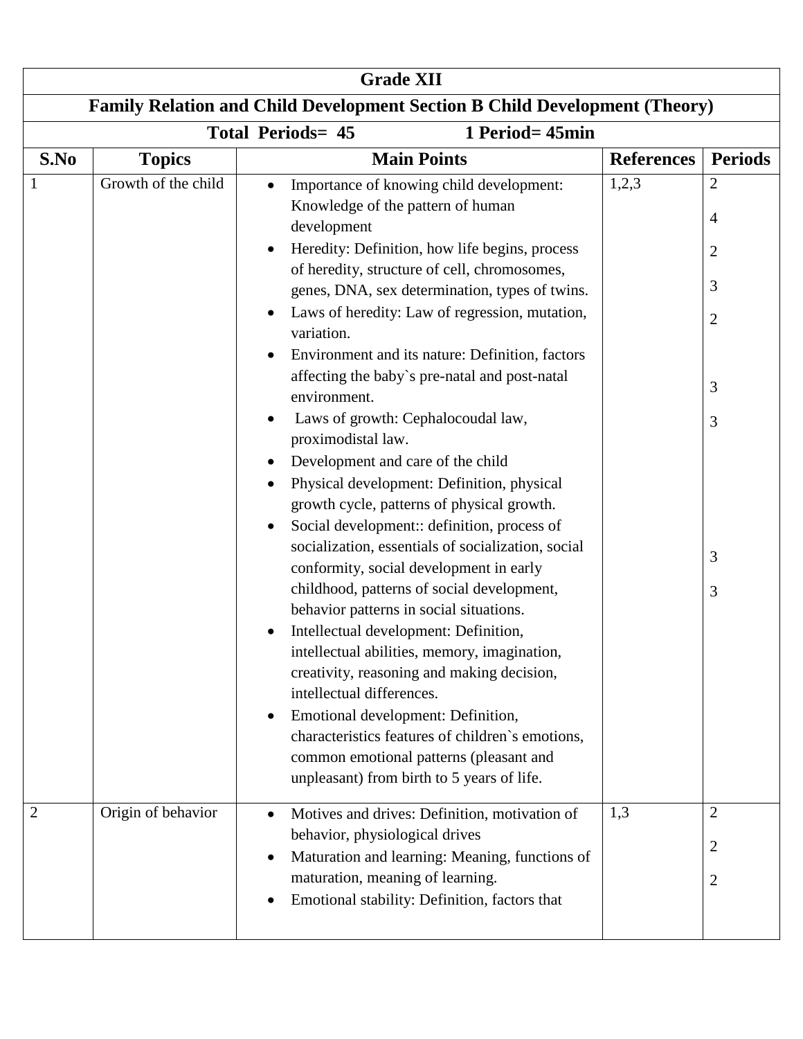| Grade XII | | | | |
|---|---|---|---|---|
| **Family Relation and Child Development Section B Child Development (Theory)** | | | | |
| **Total Periods= 45 &nbsp;&nbsp;&nbsp;&nbsp; 1 Period= 45min** | | | | |
| **S.No** | **Topics** | **Main Points** | **References** | **Periods** |
| 1 | Growth of the child | • Importance of knowing child development: Knowledge of the pattern of human development<br>• Heredity: Definition, how life begins, process of heredity, structure of cell, chromosomes, genes, DNA, sex determination, types of twins.<br>• Laws of heredity: Law of regression, mutation, variation.<br>• Environment and its nature: Definition, factors affecting the baby`s pre-natal and post-natal environment.<br>• Laws of growth: Cephalocoudal law, proximodistal law.<br>• Development and care of the child<br>• Physical development: Definition, physical growth cycle, patterns of physical growth.<br>• Social development:: definition, process of socialization, essentials of socialization, social conformity, social development in early childhood, patterns of social development, behavior patterns in social situations.<br>• Intellectual development: Definition, intellectual abilities, memory, imagination, creativity, reasoning and making decision, intellectual differences.<br>• Emotional development: Definition, characteristics features of children`s emotions, common emotional patterns (pleasant and unpleasant) from birth to 5 years of life. | 1,2,3 | 2<br>4<br>2<br>3<br>2<br>3<br>3<br>3<br>3 |
| 2 | Origin of behavior | • Motives and drives: Definition, motivation of behavior, physiological drives<br>• Maturation and learning: Meaning, functions of maturation, meaning of learning.<br>• Emotional stability: Definition, factors that | 1,3 | 2<br>2<br>2 |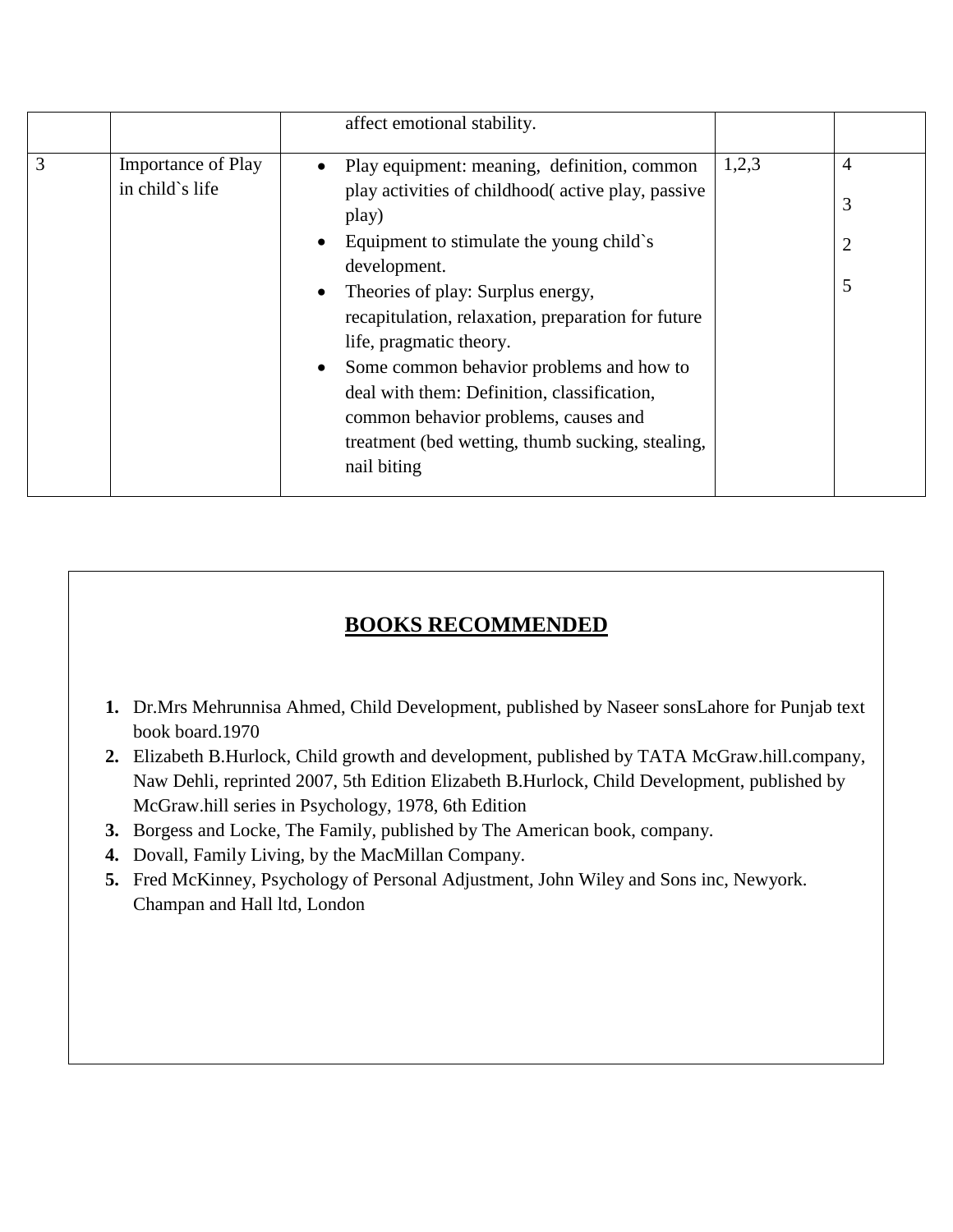| | | | | |
|---|---|---|---|---|
| | | affect emotional stability. | | |
| 3 | Importance of Play in child`s life | • Play equipment: meaning, definition, common play activities of childhood( active play, passive play)<br>• Equipment to stimulate the young child`s development.<br>• Theories of play: Surplus energy, recapitulation, relaxation, preparation for future life, pragmatic theory.<br>• Some common behavior problems and how to deal with them: Definition, classification, common behavior problems, causes and treatment (bed wetting, thumb sucking, stealing, nail biting | 1,2,3 | 4<br>3<br>2<br>5 |

## BOOKS RECOMMENDED

1. Dr.Mrs Mehrunnisa Ahmed, Child Development, published by Naseer sonsLahore for Punjab text book board.1970
2. Elizabeth B.Hurlock, Child growth and development, published by TATA McGraw.hill.company, Naw Dehli, reprinted 2007, 5th Edition Elizabeth B.Hurlock, Child Development, published by McGraw.hill series in Psychology, 1978, 6th Edition
3. Borgess and Locke, The Family, published by The American book, company.
4. Dovall, Family Living, by the MacMillan Company.
5. Fred McKinney, Psychology of Personal Adjustment, John Wiley and Sons inc, Newyork. Champan and Hall ltd, London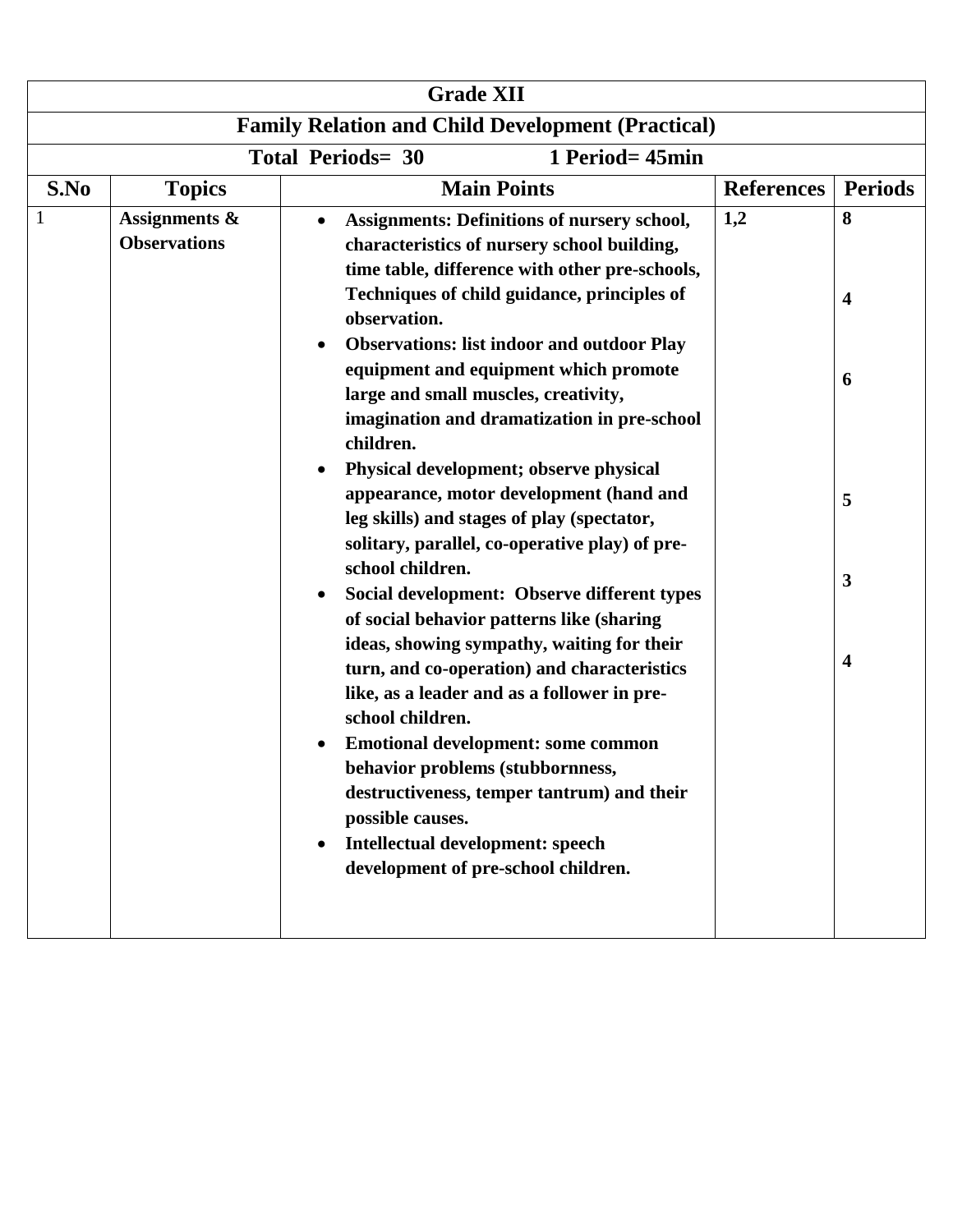| Grade XII | | | | |
|---|---|---|---|---|
| **Family Relation and Child Development (Practical)** | | | | |
| **Total Periods= 30 &nbsp;&nbsp;&nbsp;&nbsp; 1 Period= 45min** | | | | |
| **S.No** | **Topics** | **Main Points** | **References** | **Periods** |
| 1 | **Assignments & Observations** | • **Assignments: Definitions of nursery school, characteristics of nursery school building, time table, difference with other pre-schools, Techniques of child guidance, principles of observation.**<br>• **Observations: list indoor and outdoor Play equipment and equipment which promote large and small muscles, creativity, imagination and dramatization in pre-school children.**<br>• **Physical development; observe physical appearance, motor development (hand and leg skills) and stages of play (spectator, solitary, parallel, co-operative play) of pre-school children.**<br>• **Social development: Observe different types of social behavior patterns like (sharing ideas, showing sympathy, waiting for their turn, and co-operation) and characteristics like, as a leader and as a follower in pre-school children.**<br>• **Emotional development: some common behavior problems (stubbornness, destructiveness, temper tantrum) and their possible causes.**<br>• **Intellectual development: speech development of pre-school children.** | **1,2** | **8**<br><br>**4**<br><br>**6**<br><br>**5**<br><br>**3**<br><br>**4** |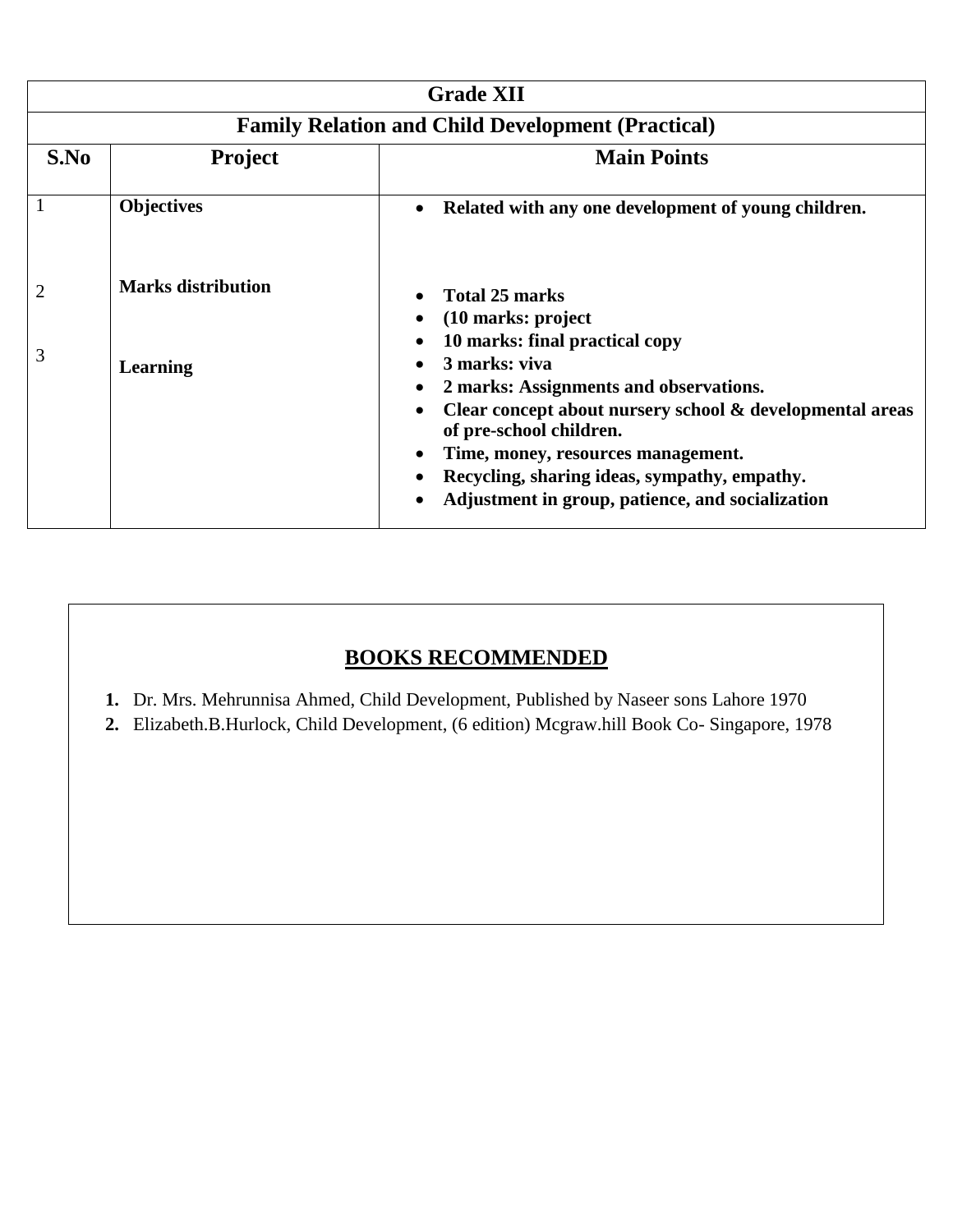| Grade XII | | |
|---|---|---|
| **Family Relation and Child Development (Practical)** | | |
| **S.No** | **Project** | **Main Points** |
| 1 | **Objectives** | • **Related with any one development of young children.** |
| 2 | **Marks distribution** | • **Total 25 marks**<br>• **(10 marks: project**<br>• **10 marks: final practical copy**<br>• **3 marks: viva**<br>• **2 marks: Assignments and observations.** |
| 3 | **Learning** | • **Clear concept about nursery school & developmental areas of pre-school children.**<br>• **Time, money, resources management.**<br>• **Recycling, sharing ideas, sympathy, empathy.**<br>• **Adjustment in group, patience, and socialization** |

## BOOKS RECOMMENDED

1. Dr. Mrs. Mehrunnisa Ahmed, Child Development, Published by Naseer sons Lahore 1970
2. Elizabeth.B.Hurlock, Child Development, (6 edition) Mcgraw.hill Book Co- Singapore, 1978